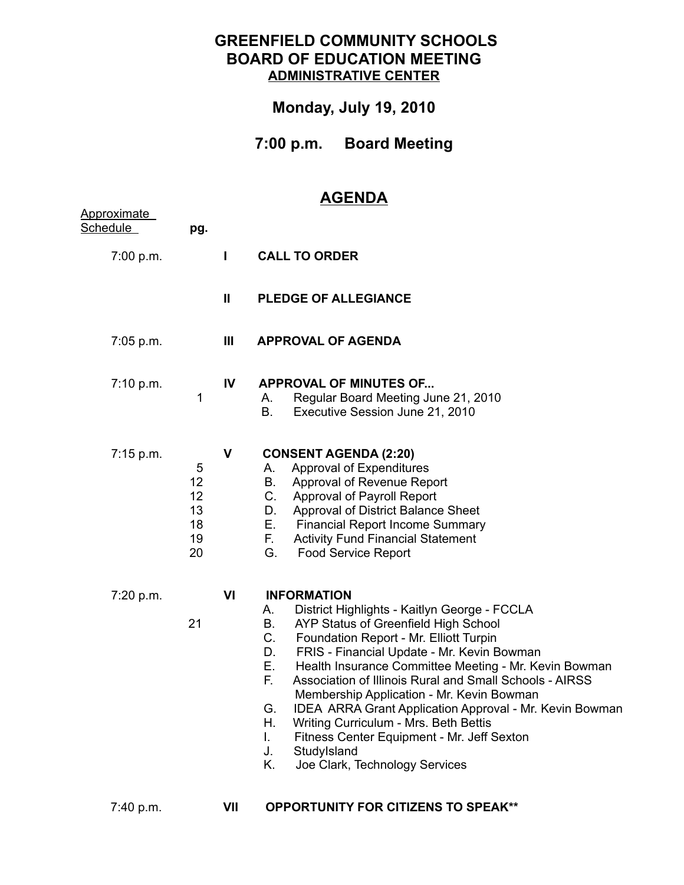# GREENFIELD COMMUNITY SCHOOLS
# BOARD OF EDUCATION MEETING
## ADMINISTRATIVE CENTER

## Monday, July 19, 2010

## 7:00 p.m. Board Meeting

## AGENDA

| Approximate Schedule | pg. | | |
|---|---|---|---|
| 7:00 p.m. | | I | **CALL TO ORDER** |
| | | II | **PLEDGE OF ALLEGIANCE** |
| 7:05 p.m. | | III | **APPROVAL OF AGENDA** |
| 7:10 p.m. | | IV | **APPROVAL OF MINUTES OF...** |
| | 1 | | A. Regular Board Meeting June 21, 2010 |
| | | | B. Executive Session June 21, 2010 |
| 7:15 p.m. | | V | **CONSENT AGENDA (2:20)** |
| | 5 | | A. Approval of Expenditures |
| | 12 | | B. Approval of Revenue Report |
| | 12 | | C. Approval of Payroll Report |
| | 13 | | D. Approval of District Balance Sheet |
| | 18 | | E. Financial Report Income Summary |
| | 19 | | F. Activity Fund Financial Statement |
| | 20 | | G. Food Service Report |
| 7:20 p.m. | | VI | **INFORMATION** |
| | | | A. District Highlights - Kaitlyn George - FCCLA |
| | 21 | | B. AYP Status of Greenfield High School |
| | | | C. Foundation Report - Mr. Elliott Turpin |
| | | | D. FRIS - Financial Update - Mr. Kevin Bowman |
| | | | E. Health Insurance Committee Meeting - Mr. Kevin Bowman |
| | | | F. Association of Illinois Rural and Small Schools - AIRSS Membership Application - Mr. Kevin Bowman |
| | | | G. IDEA ARRA Grant Application Approval - Mr. Kevin Bowman |
| | | | H. Writing Curriculum - Mrs. Beth Bettis |
| | | | I. Fitness Center Equipment - Mr. Jeff Sexton |
| | | | J. StudyIsland |
| | | | K. Joe Clark, Technology Services |
| 7:40 p.m. | | VII | **OPPORTUNITY FOR CITIZENS TO SPEAK**** |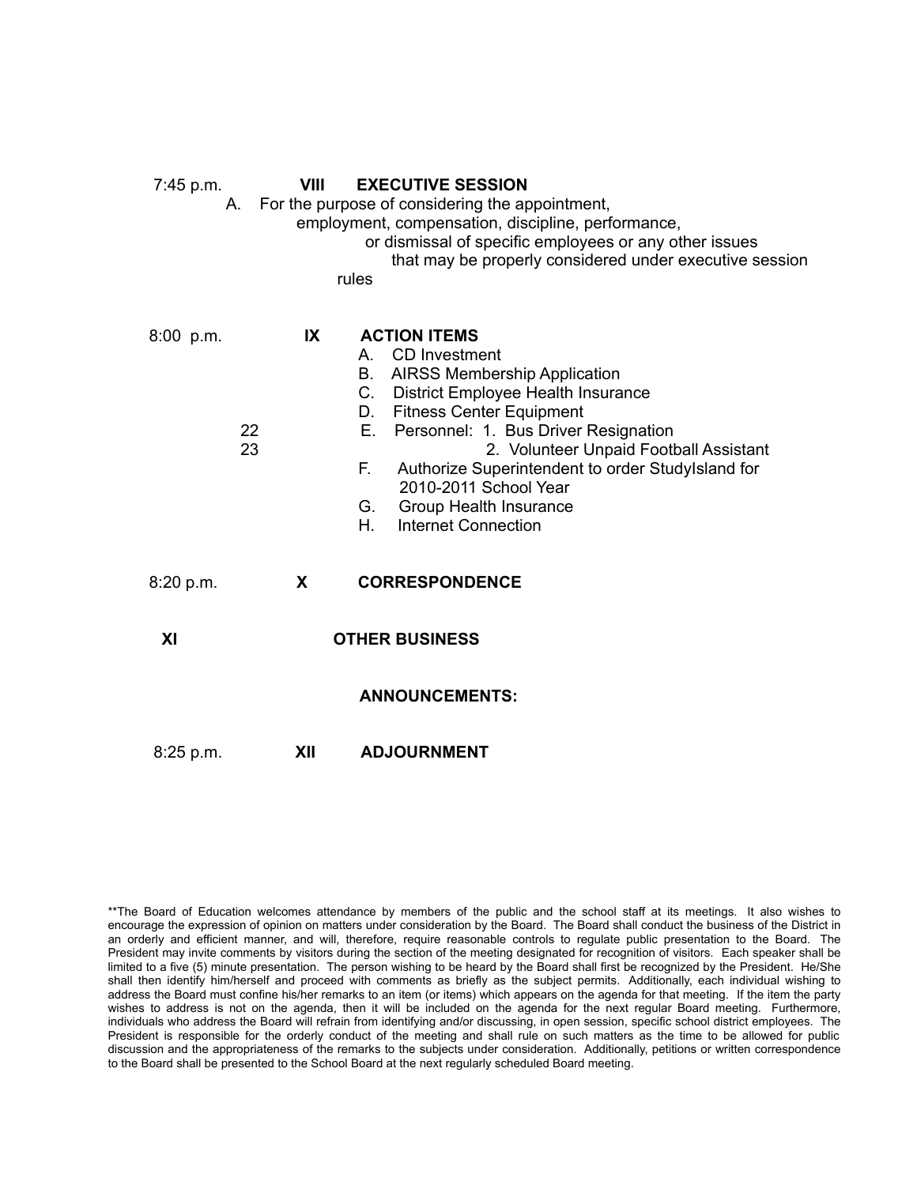7:45 p.m. **VIII EXECUTIVE SESSION**

A. For the purpose of considering the appointment, employment, compensation, discipline, performance, or dismissal of specific employees or any other issues that may be properly considered under executive session rules

8:00 p.m. **IX ACTION ITEMS**

A. CD Investment
B. AIRSS Membership Application
C. District Employee Health Insurance
D. Fitness Center Equipment
E. Personnel: 1. Bus Driver Resignation (22)
2. Volunteer Unpaid Football Assistant (23)
F. Authorize Superintendent to order StudyIsland for 2010-2011 School Year
G. Group Health Insurance
H. Internet Connection

8:20 p.m. **X CORRESPONDENCE**

**XI OTHER BUSINESS**

**ANNOUNCEMENTS:**

8:25 p.m. **XII ADJOURNMENT**

**The Board of Education welcomes attendance by members of the public and the school staff at its meetings. It also wishes to encourage the expression of opinion on matters under consideration by the Board. The Board shall conduct the business of the District in an orderly and efficient manner, and will, therefore, require reasonable controls to regulate public presentation to the Board. The President may invite comments by visitors during the section of the meeting designated for recognition of visitors. Each speaker shall be limited to a five (5) minute presentation. The person wishing to be heard by the Board shall first be recognized by the President. He/She shall then identify him/herself and proceed with comments as briefly as the subject permits. Additionally, each individual wishing to address the Board must confine his/her remarks to an item (or items) which appears on the agenda for that meeting. If the item the party wishes to address is not on the agenda, then it will be included on the agenda for the next regular Board meeting. Furthermore, individuals who address the Board will refrain from identifying and/or discussing, in open session, specific school district employees. The President is responsible for the orderly conduct of the meeting and shall rule on such matters as the time to be allowed for public discussion and the appropriateness of the remarks to the subjects under consideration. Additionally, petitions or written correspondence to the Board shall be presented to the School Board at the next regularly scheduled Board meeting.